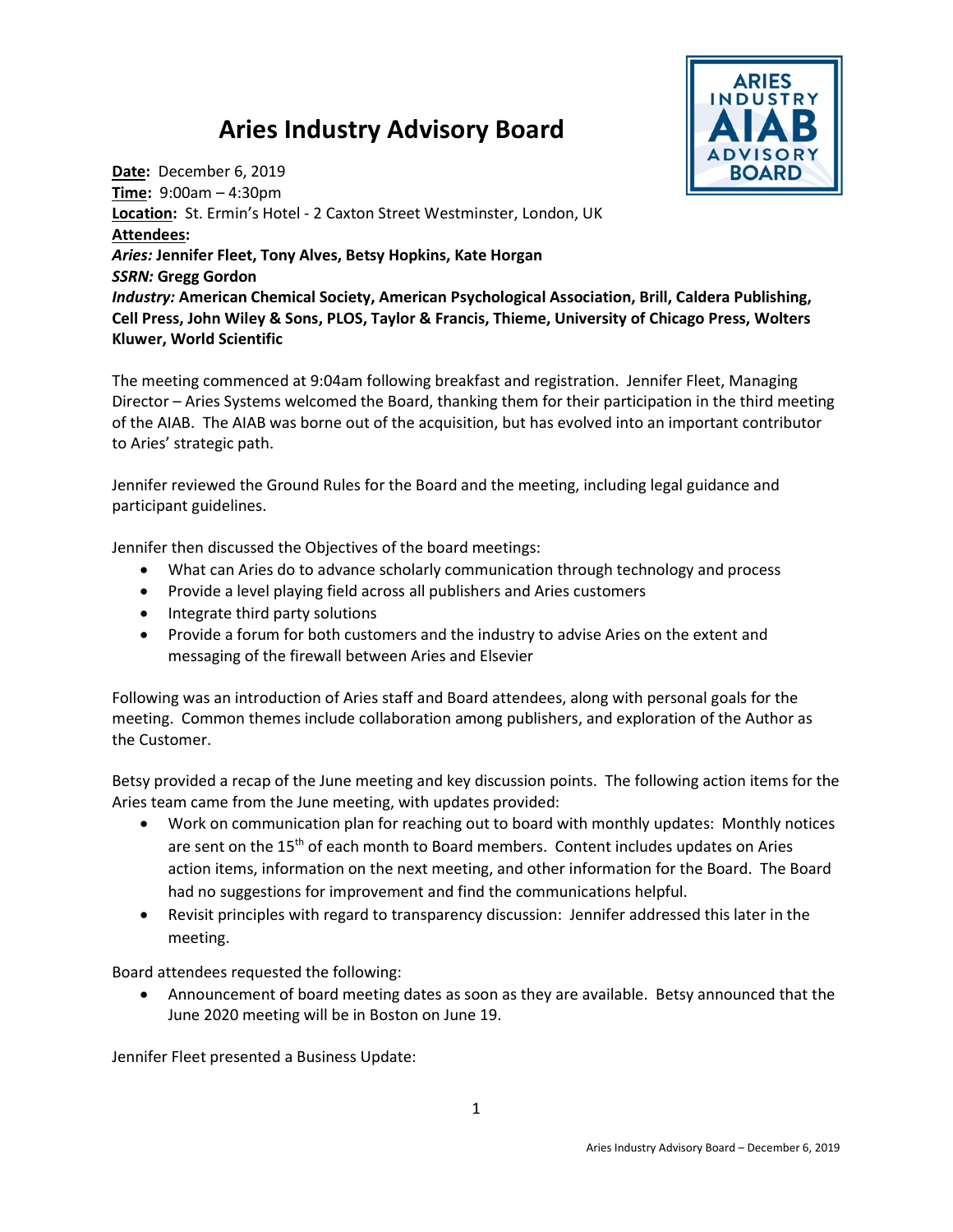# Aries Industry Advisory Board

**Date:** December 6, 2019
**Time:** 9:00am – 4:30pm
**Location:** St. Ermin's Hotel - 2 Caxton Street Westminster, London, UK
**Attendees:**
***Aries:*** **Jennifer Fleet, Tony Alves, Betsy Hopkins, Kate Horgan**
***SSRN:*** **Gregg Gordon**
***Industry:*** **American Chemical Society, American Psychological Association, Brill, Caldera Publishing, Cell Press, John Wiley & Sons, PLOS, Taylor & Francis, Thieme, University of Chicago Press, Wolters Kluwer, World Scientific**

The meeting commenced at 9:04am following breakfast and registration. Jennifer Fleet, Managing Director – Aries Systems welcomed the Board, thanking them for their participation in the third meeting of the AIAB. The AIAB was borne out of the acquisition, but has evolved into an important contributor to Aries' strategic path.

Jennifer reviewed the Ground Rules for the Board and the meeting, including legal guidance and participant guidelines.

Jennifer then discussed the Objectives of the board meetings:

- What can Aries do to advance scholarly communication through technology and process
- Provide a level playing field across all publishers and Aries customers
- Integrate third party solutions
- Provide a forum for both customers and the industry to advise Aries on the extent and messaging of the firewall between Aries and Elsevier

Following was an introduction of Aries staff and Board attendees, along with personal goals for the meeting. Common themes include collaboration among publishers, and exploration of the Author as the Customer.

Betsy provided a recap of the June meeting and key discussion points. The following action items for the Aries team came from the June meeting, with updates provided:

- Work on communication plan for reaching out to board with monthly updates: Monthly notices are sent on the 15th of each month to Board members. Content includes updates on Aries action items, information on the next meeting, and other information for the Board. The Board had no suggestions for improvement and find the communications helpful.
- Revisit principles with regard to transparency discussion: Jennifer addressed this later in the meeting.

Board attendees requested the following:

- Announcement of board meeting dates as soon as they are available. Betsy announced that the June 2020 meeting will be in Boston on June 19.

Jennifer Fleet presented a Business Update: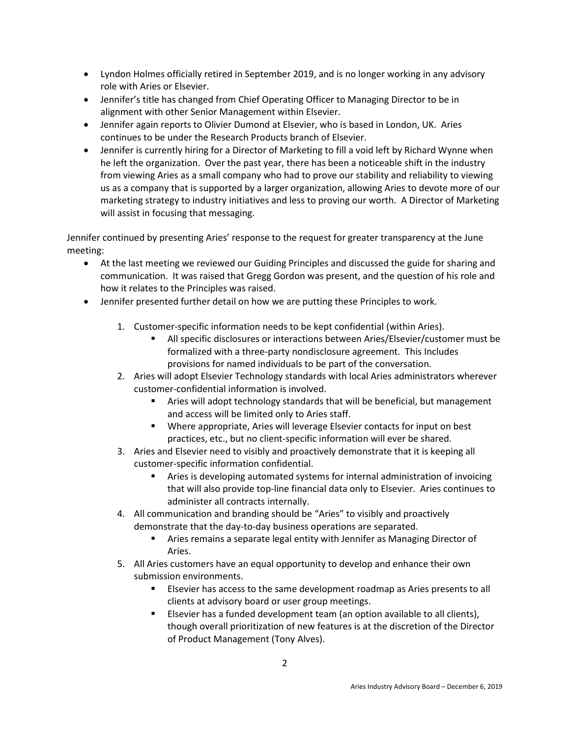- Lyndon Holmes officially retired in September 2019, and is no longer working in any advisory role with Aries or Elsevier.
- Jennifer's title has changed from Chief Operating Officer to Managing Director to be in alignment with other Senior Management within Elsevier.
- Jennifer again reports to Olivier Dumond at Elsevier, who is based in London, UK. Aries continues to be under the Research Products branch of Elsevier.
- Jennifer is currently hiring for a Director of Marketing to fill a void left by Richard Wynne when he left the organization. Over the past year, there has been a noticeable shift in the industry from viewing Aries as a small company who had to prove our stability and reliability to viewing us as a company that is supported by a larger organization, allowing Aries to devote more of our marketing strategy to industry initiatives and less to proving our worth. A Director of Marketing will assist in focusing that messaging.

Jennifer continued by presenting Aries' response to the request for greater transparency at the June meeting:

- At the last meeting we reviewed our Guiding Principles and discussed the guide for sharing and communication. It was raised that Gregg Gordon was present, and the question of his role and how it relates to the Principles was raised.
- Jennifer presented further detail on how we are putting these Principles to work.

  1. Customer-specific information needs to be kept confidential (within Aries).
     - All specific disclosures or interactions between Aries/Elsevier/customer must be formalized with a three-party nondisclosure agreement. This Includes provisions for named individuals to be part of the conversation.
  2. Aries will adopt Elsevier Technology standards with local Aries administrators wherever customer-confidential information is involved.
     - Aries will adopt technology standards that will be beneficial, but management and access will be limited only to Aries staff.
     - Where appropriate, Aries will leverage Elsevier contacts for input on best practices, etc., but no client-specific information will ever be shared.
  3. Aries and Elsevier need to visibly and proactively demonstrate that it is keeping all customer-specific information confidential.
     - Aries is developing automated systems for internal administration of invoicing that will also provide top-line financial data only to Elsevier. Aries continues to administer all contracts internally.
  4. All communication and branding should be "Aries" to visibly and proactively demonstrate that the day-to-day business operations are separated.
     - Aries remains a separate legal entity with Jennifer as Managing Director of Aries.
  5. All Aries customers have an equal opportunity to develop and enhance their own submission environments.
     - Elsevier has access to the same development roadmap as Aries presents to all clients at advisory board or user group meetings.
     - Elsevier has a funded development team (an option available to all clients), though overall prioritization of new features is at the discretion of the Director of Product Management (Tony Alves).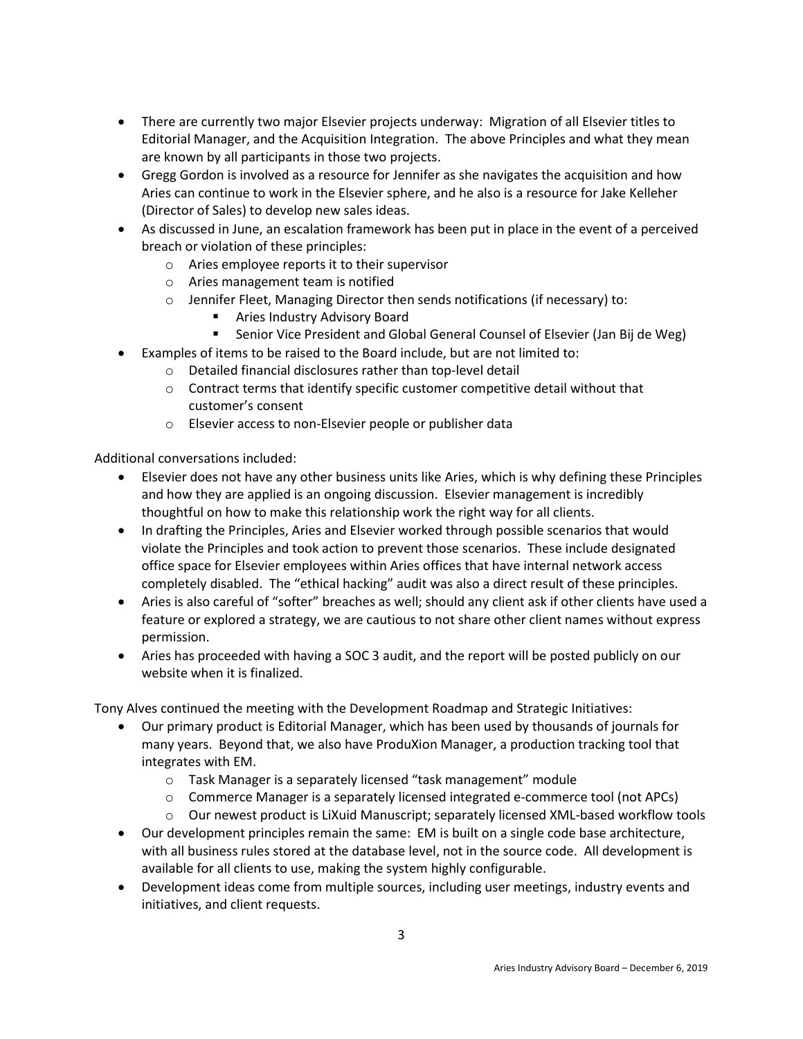- There are currently two major Elsevier projects underway: Migration of all Elsevier titles to Editorial Manager, and the Acquisition Integration. The above Principles and what they mean are known by all participants in those two projects.
- Gregg Gordon is involved as a resource for Jennifer as she navigates the acquisition and how Aries can continue to work in the Elsevier sphere, and he also is a resource for Jake Kelleher (Director of Sales) to develop new sales ideas.
- As discussed in June, an escalation framework has been put in place in the event of a perceived breach or violation of these principles:
  - Aries employee reports it to their supervisor
  - Aries management team is notified
  - Jennifer Fleet, Managing Director then sends notifications (if necessary) to:
    - Aries Industry Advisory Board
    - Senior Vice President and Global General Counsel of Elsevier (Jan Bij de Weg)
- Examples of items to be raised to the Board include, but are not limited to:
  - Detailed financial disclosures rather than top-level detail
  - Contract terms that identify specific customer competitive detail without that customer's consent
  - Elsevier access to non-Elsevier people or publisher data

Additional conversations included:

- Elsevier does not have any other business units like Aries, which is why defining these Principles and how they are applied is an ongoing discussion. Elsevier management is incredibly thoughtful on how to make this relationship work the right way for all clients.
- In drafting the Principles, Aries and Elsevier worked through possible scenarios that would violate the Principles and took action to prevent those scenarios. These include designated office space for Elsevier employees within Aries offices that have internal network access completely disabled. The "ethical hacking" audit was also a direct result of these principles.
- Aries is also careful of "softer" breaches as well; should any client ask if other clients have used a feature or explored a strategy, we are cautious to not share other client names without express permission.
- Aries has proceeded with having a SOC 3 audit, and the report will be posted publicly on our website when it is finalized.

Tony Alves continued the meeting with the Development Roadmap and Strategic Initiatives:

- Our primary product is Editorial Manager, which has been used by thousands of journals for many years. Beyond that, we also have ProduXion Manager, a production tracking tool that integrates with EM.
  - Task Manager is a separately licensed "task management" module
  - Commerce Manager is a separately licensed integrated e-commerce tool (not APCs)
  - Our newest product is LiXuid Manuscript; separately licensed XML-based workflow tools
- Our development principles remain the same: EM is built on a single code base architecture, with all business rules stored at the database level, not in the source code. All development is available for all clients to use, making the system highly configurable.
- Development ideas come from multiple sources, including user meetings, industry events and initiatives, and client requests.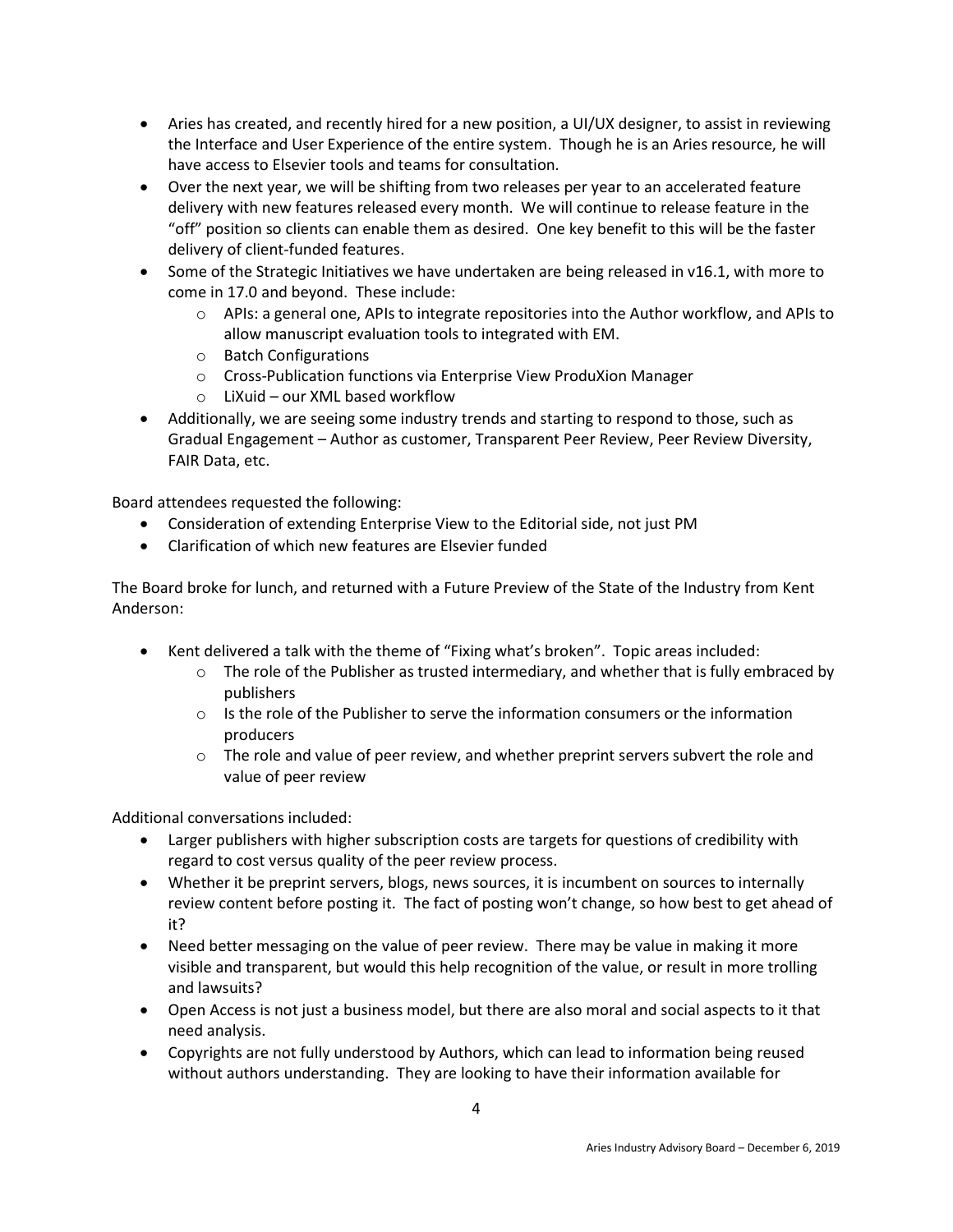- Aries has created, and recently hired for a new position, a UI/UX designer, to assist in reviewing the Interface and User Experience of the entire system. Though he is an Aries resource, he will have access to Elsevier tools and teams for consultation.
- Over the next year, we will be shifting from two releases per year to an accelerated feature delivery with new features released every month. We will continue to release feature in the "off" position so clients can enable them as desired. One key benefit to this will be the faster delivery of client-funded features.
- Some of the Strategic Initiatives we have undertaken are being released in v16.1, with more to come in 17.0 and beyond. These include:
  - APIs: a general one, APIs to integrate repositories into the Author workflow, and APIs to allow manuscript evaluation tools to integrated with EM.
  - Batch Configurations
  - Cross-Publication functions via Enterprise View ProduXion Manager
  - LiXuid – our XML based workflow
- Additionally, we are seeing some industry trends and starting to respond to those, such as Gradual Engagement – Author as customer, Transparent Peer Review, Peer Review Diversity, FAIR Data, etc.

Board attendees requested the following:

- Consideration of extending Enterprise View to the Editorial side, not just PM
- Clarification of which new features are Elsevier funded

The Board broke for lunch, and returned with a Future Preview of the State of the Industry from Kent Anderson:

- Kent delivered a talk with the theme of "Fixing what's broken". Topic areas included:
  - The role of the Publisher as trusted intermediary, and whether that is fully embraced by publishers
  - Is the role of the Publisher to serve the information consumers or the information producers
  - The role and value of peer review, and whether preprint servers subvert the role and value of peer review

Additional conversations included:

- Larger publishers with higher subscription costs are targets for questions of credibility with regard to cost versus quality of the peer review process.
- Whether it be preprint servers, blogs, news sources, it is incumbent on sources to internally review content before posting it. The fact of posting won't change, so how best to get ahead of it?
- Need better messaging on the value of peer review. There may be value in making it more visible and transparent, but would this help recognition of the value, or result in more trolling and lawsuits?
- Open Access is not just a business model, but there are also moral and social aspects to it that need analysis.
- Copyrights are not fully understood by Authors, which can lead to information being reused without authors understanding. They are looking to have their information available for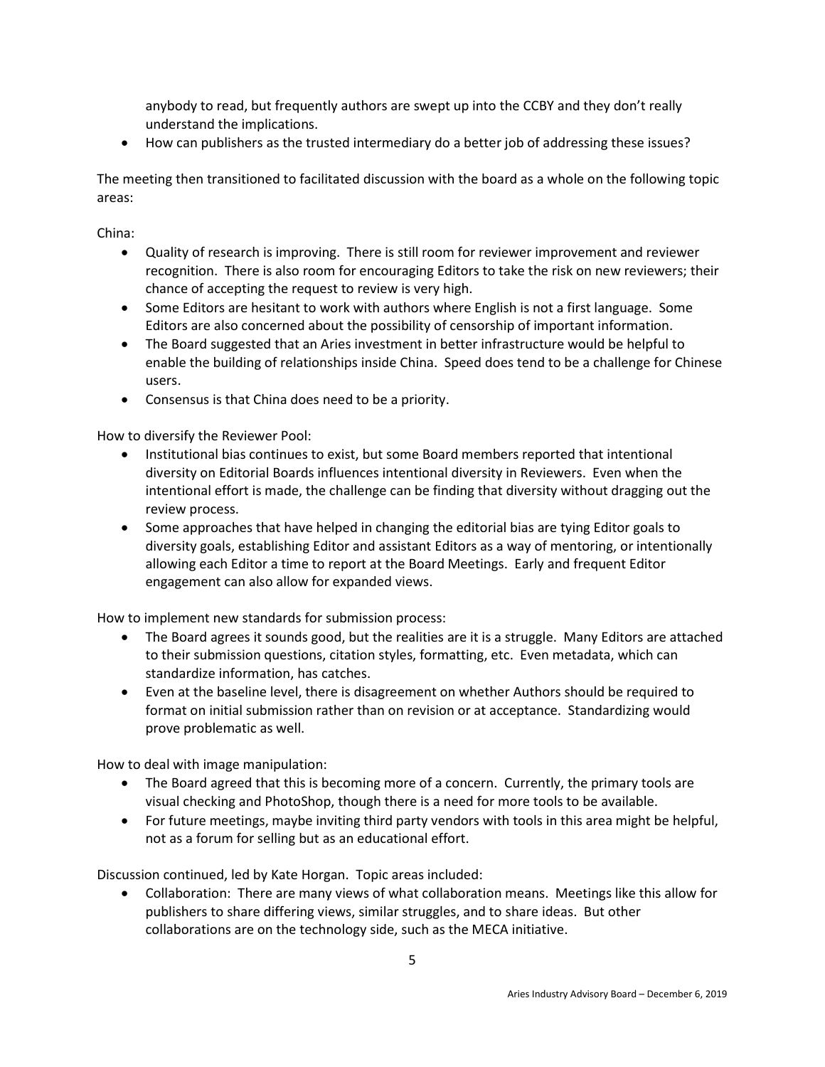anybody to read, but frequently authors are swept up into the CCBY and they don't really understand the implications.

- How can publishers as the trusted intermediary do a better job of addressing these issues?

The meeting then transitioned to facilitated discussion with the board as a whole on the following topic areas:

China:

- Quality of research is improving. There is still room for reviewer improvement and reviewer recognition. There is also room for encouraging Editors to take the risk on new reviewers; their chance of accepting the request to review is very high.
- Some Editors are hesitant to work with authors where English is not a first language. Some Editors are also concerned about the possibility of censorship of important information.
- The Board suggested that an Aries investment in better infrastructure would be helpful to enable the building of relationships inside China. Speed does tend to be a challenge for Chinese users.
- Consensus is that China does need to be a priority.

How to diversify the Reviewer Pool:

- Institutional bias continues to exist, but some Board members reported that intentional diversity on Editorial Boards influences intentional diversity in Reviewers. Even when the intentional effort is made, the challenge can be finding that diversity without dragging out the review process.
- Some approaches that have helped in changing the editorial bias are tying Editor goals to diversity goals, establishing Editor and assistant Editors as a way of mentoring, or intentionally allowing each Editor a time to report at the Board Meetings. Early and frequent Editor engagement can also allow for expanded views.

How to implement new standards for submission process:

- The Board agrees it sounds good, but the realities are it is a struggle. Many Editors are attached to their submission questions, citation styles, formatting, etc. Even metadata, which can standardize information, has catches.
- Even at the baseline level, there is disagreement on whether Authors should be required to format on initial submission rather than on revision or at acceptance. Standardizing would prove problematic as well.

How to deal with image manipulation:

- The Board agreed that this is becoming more of a concern. Currently, the primary tools are visual checking and PhotoShop, though there is a need for more tools to be available.
- For future meetings, maybe inviting third party vendors with tools in this area might be helpful, not as a forum for selling but as an educational effort.

Discussion continued, led by Kate Horgan. Topic areas included:

- Collaboration: There are many views of what collaboration means. Meetings like this allow for publishers to share differing views, similar struggles, and to share ideas. But other collaborations are on the technology side, such as the MECA initiative.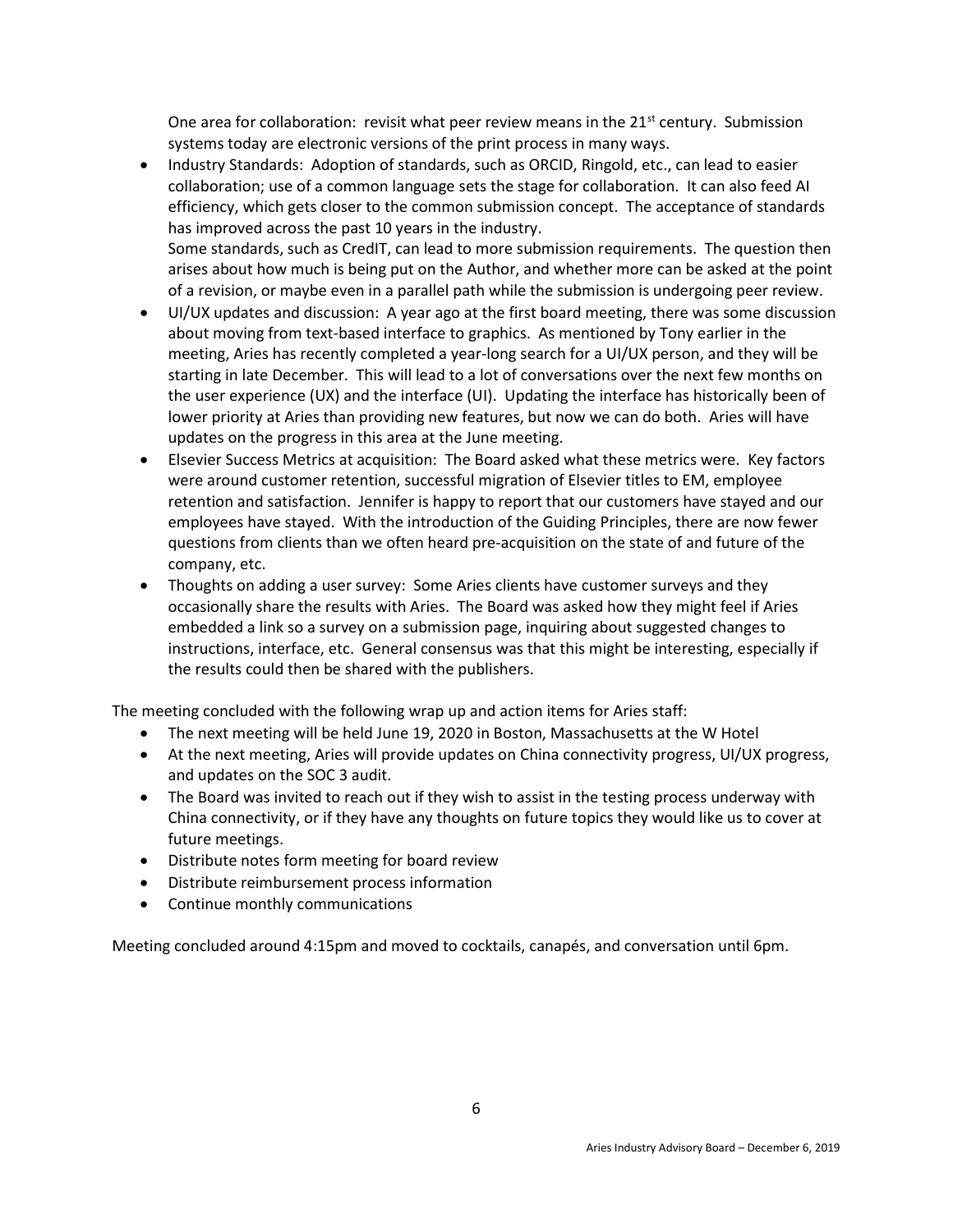One area for collaboration: revisit what peer review means in the 21st century. Submission systems today are electronic versions of the print process in many ways.

- Industry Standards: Adoption of standards, such as ORCID, Ringold, etc., can lead to easier collaboration; use of a common language sets the stage for collaboration. It can also feed AI efficiency, which gets closer to the common submission concept. The acceptance of standards has improved across the past 10 years in the industry.
  Some standards, such as CredIT, can lead to more submission requirements. The question then arises about how much is being put on the Author, and whether more can be asked at the point of a revision, or maybe even in a parallel path while the submission is undergoing peer review.
- UI/UX updates and discussion: A year ago at the first board meeting, there was some discussion about moving from text-based interface to graphics. As mentioned by Tony earlier in the meeting, Aries has recently completed a year-long search for a UI/UX person, and they will be starting in late December. This will lead to a lot of conversations over the next few months on the user experience (UX) and the interface (UI). Updating the interface has historically been of lower priority at Aries than providing new features, but now we can do both. Aries will have updates on the progress in this area at the June meeting.
- Elsevier Success Metrics at acquisition: The Board asked what these metrics were. Key factors were around customer retention, successful migration of Elsevier titles to EM, employee retention and satisfaction. Jennifer is happy to report that our customers have stayed and our employees have stayed. With the introduction of the Guiding Principles, there are now fewer questions from clients than we often heard pre-acquisition on the state of and future of the company, etc.
- Thoughts on adding a user survey: Some Aries clients have customer surveys and they occasionally share the results with Aries. The Board was asked how they might feel if Aries embedded a link so a survey on a submission page, inquiring about suggested changes to instructions, interface, etc. General consensus was that this might be interesting, especially if the results could then be shared with the publishers.

The meeting concluded with the following wrap up and action items for Aries staff:

- The next meeting will be held June 19, 2020 in Boston, Massachusetts at the W Hotel
- At the next meeting, Aries will provide updates on China connectivity progress, UI/UX progress, and updates on the SOC 3 audit.
- The Board was invited to reach out if they wish to assist in the testing process underway with China connectivity, or if they have any thoughts on future topics they would like us to cover at future meetings.
- Distribute notes form meeting for board review
- Distribute reimbursement process information
- Continue monthly communications

Meeting concluded around 4:15pm and moved to cocktails, canapés, and conversation until 6pm.